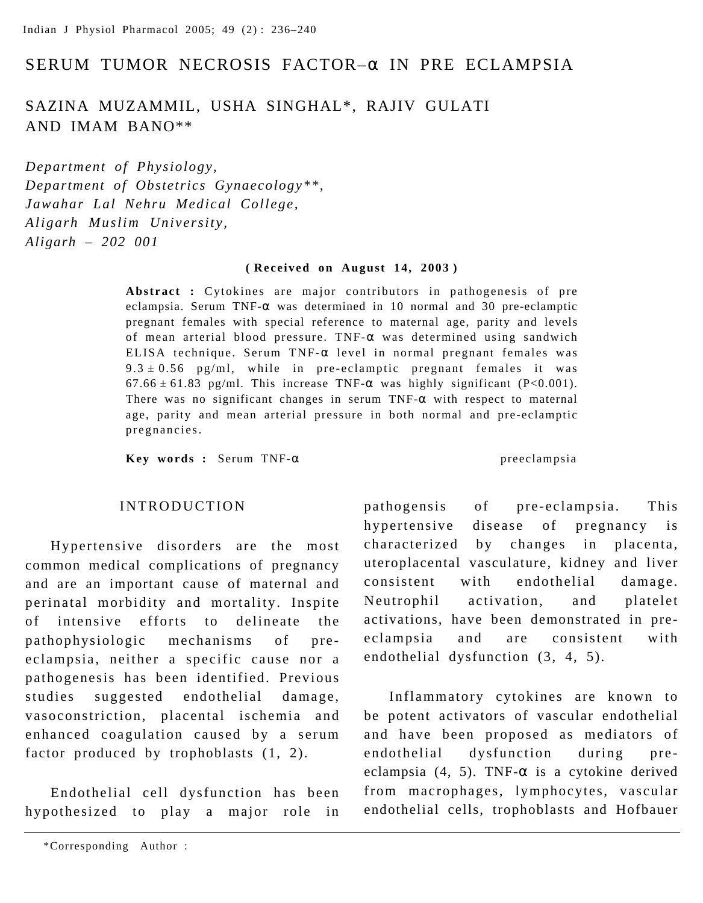# SERUM TUMOR NECROSIS FACTOR–α IN PRE ECLAMPSIA

SAZINA MUZAMMIL, USHA SINGHAL*, RAJIV GULATI AND IMAM BANO**

*Department of Physiology,*
*Department of Obstetrics Gynaecology**,*
*Jawahar Lal Nehru Medical College,*
*Aligarh Muslim University,*
*Aligarh – 202 001*

**( Received on August 14, 2003 )**

**Abstract :** Cytokines are major contributors in pathogenesis of pre eclampsia. Serum TNF-α was determined in 10 normal and 30 pre-eclamptic pregnant females with special reference to maternal age, parity and levels of mean arterial blood pressure. TNF-α was determined using sandwich ELISA technique. Serum TNF-α level in normal pregnant females was $9.3 \pm 0.56$ pg/ml, while in pre-eclamptic pregnant females it was $67.66 \pm 61.83$ pg/ml. This increase TNF-α was highly significant ($P<0.001$). There was no significant changes in serum TNF-α with respect to maternal age, parity and mean arterial pressure in both normal and pre-eclamptic pregnancies.

**Key words :** Serum TNF-α preeclampsia

## INTRODUCTION

Hypertensive disorders are the most common medical complications of pregnancy and are an important cause of maternal and perinatal morbidity and mortality. Inspite of intensive efforts to delineate the pathophysiologic mechanisms of pre-eclampsia, neither a specific cause nor a pathogenesis has been identified. Previous studies suggested endothelial damage, vasoconstriction, placental ischemia and enhanced coagulation caused by a serum factor produced by trophoblasts (1, 2).

Endothelial cell dysfunction has been hypothesized to play a major role in pathogensis of pre-eclampsia. This hypertensive disease of pregnancy is characterized by changes in placenta, uteroplacental vasculature, kidney and liver consistent with endothelial damage. Neutrophil activation, and platelet activations, have been demonstrated in pre-eclampsia and are consistent with endothelial dysfunction (3, 4, 5).

Inflammatory cytokines are known to be potent activators of vascular endothelial and have been proposed as mediators of endothelial dysfunction during pre-eclampsia (4, 5). TNF-α is a cytokine derived from macrophages, lymphocytes, vascular endothelial cells, trophoblasts and Hofbauer

*Corresponding Author :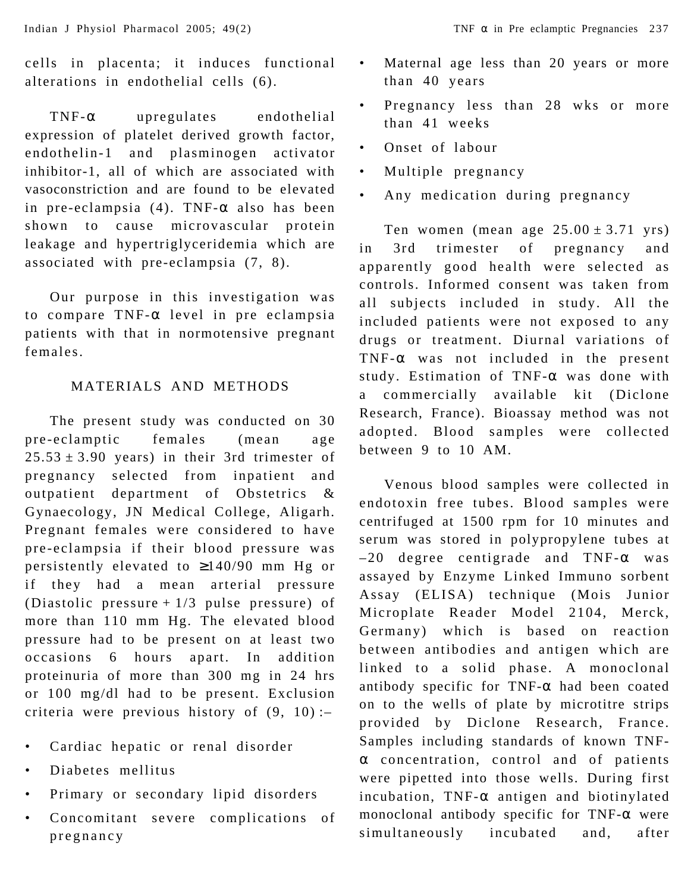cells in placenta; it induces functional alterations in endothelial cells (6).

TNF-α upregulates endothelial expression of platelet derived growth factor, endothelin-1 and plasminogen activator inhibitor-1, all of which are associated with vasoconstriction and are found to be elevated in pre-eclampsia (4). TNF-α also has been shown to cause microvascular protein leakage and hypertriglyceridemia which are associated with pre-eclampsia (7, 8).

Our purpose in this investigation was to compare TNF-α level in pre eclampsia patients with that in normotensive pregnant females.

## MATERIALS AND METHODS

The present study was conducted on 30 pre-eclamptic females (mean age $25.53 \pm 3.90$ years) in their 3rd trimester of pregnancy selected from inpatient and outpatient department of Obstetrics & Gynaecology, JN Medical College, Aligarh. Pregnant females were considered to have pre-eclampsia if their blood pressure was persistently elevated to ≥140/90 mm Hg or if they had a mean arterial pressure (Diastolic pressure + 1/3 pulse pressure) of more than 110 mm Hg. The elevated blood pressure had to be present on at least two occasions 6 hours apart. In addition proteinuria of more than 300 mg in 24 hrs or 100 mg/dl had to be present. Exclusion criteria were previous history of (9, 10) :–

- Cardiac hepatic or renal disorder
- Diabetes mellitus
- Primary or secondary lipid disorders
- Concomitant severe complications of pregnancy
- Maternal age less than 20 years or more than 40 years
- Pregnancy less than 28 wks or more than 41 weeks
- Onset of labour
- Multiple pregnancy
- Any medication during pregnancy

Ten women (mean age $25.00 \pm 3.71$ yrs) in 3rd trimester of pregnancy and apparently good health were selected as controls. Informed consent was taken from all subjects included in study. All the included patients were not exposed to any drugs or treatment. Diurnal variations of TNF-α was not included in the present study. Estimation of TNF-α was done with a commercially available kit (Diclone Research, France). Bioassay method was not adopted. Blood samples were collected between 9 to 10 AM.

Venous blood samples were collected in endotoxin free tubes. Blood samples were centrifuged at 1500 rpm for 10 minutes and serum was stored in polypropylene tubes at –20 degree centigrade and TNF-α was assayed by Enzyme Linked Immuno sorbent Assay (ELISA) technique (Mois Junior Microplate Reader Model 2104, Merck, Germany) which is based on reaction between antibodies and antigen which are linked to a solid phase. A monoclonal antibody specific for TNF-α had been coated on to the wells of plate by microtitre strips provided by Diclone Research, France. Samples including standards of known TNF-α concentration, control and of patients were pipetted into those wells. During first incubation, TNF-α antigen and biotinylated monoclonal antibody specific for TNF-α were simultaneously incubated and, after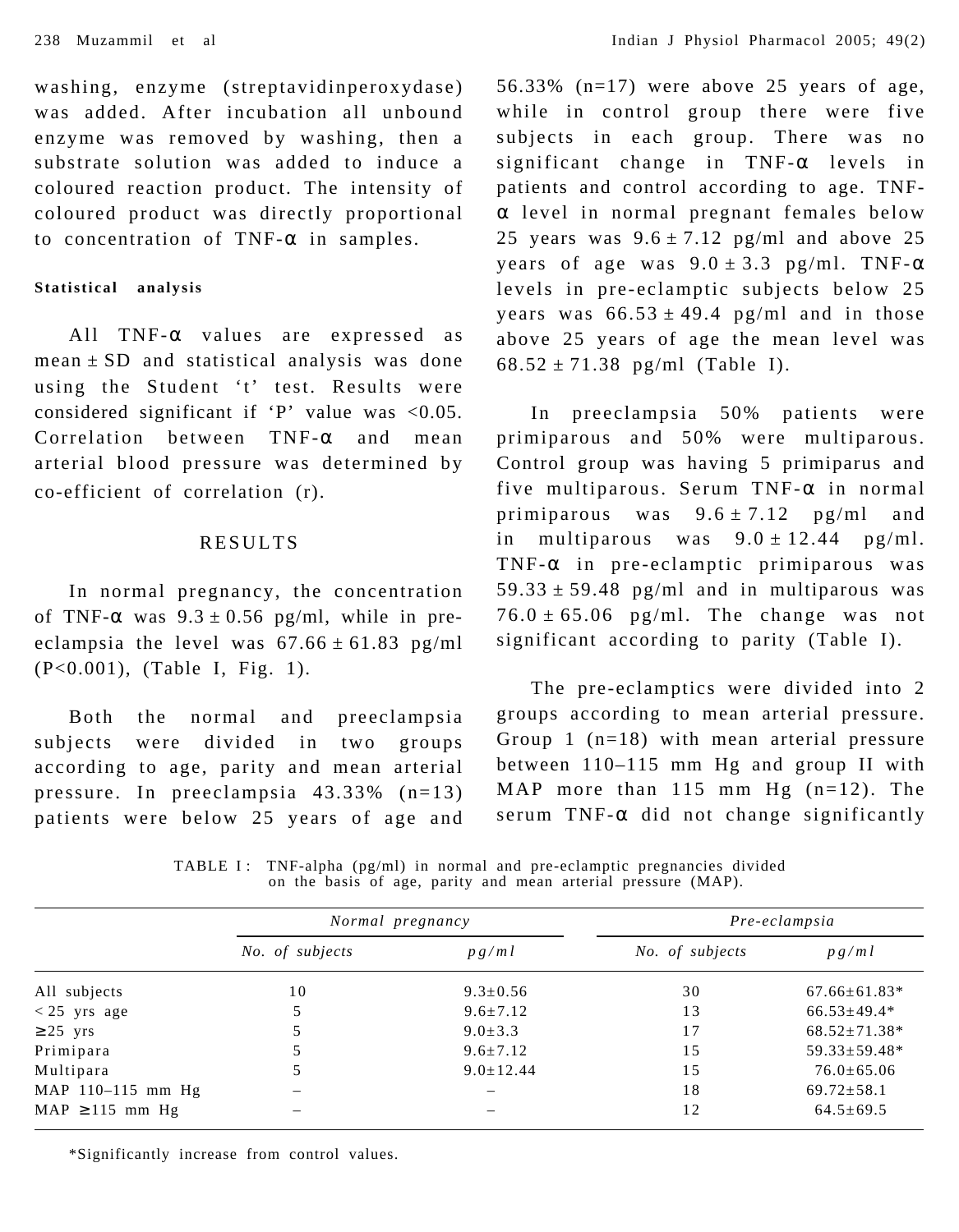washing, enzyme (streptavidinperoxydase) was added. After incubation all unbound enzyme was removed by washing, then a substrate solution was added to induce a coloured reaction product. The intensity of coloured product was directly proportional to concentration of TNF-α in samples.

### Statistical analysis

All TNF-α values are expressed as mean ± SD and statistical analysis was done using the Student 't' test. Results were considered significant if 'P' value was <0.05. Correlation between TNF-α and mean arterial blood pressure was determined by co-efficient of correlation (r).

## RESULTS

In normal pregnancy, the concentration of TNF-α was 9.3 ± 0.56 pg/ml, while in pre-eclampsia the level was 67.66 ± 61.83 pg/ml (P<0.001), (Table I, Fig. 1).

Both the normal and preeclampsia subjects were divided in two groups according to age, parity and mean arterial pressure. In preeclampsia 43.33% (n=13) patients were below 25 years of age and 56.33% (n=17) were above 25 years of age, while in control group there were five subjects in each group. There was no significant change in TNF-α levels in patients and control according to age. TNF-α level in normal pregnant females below 25 years was 9.6 ± 7.12 pg/ml and above 25 years of age was 9.0 ± 3.3 pg/ml. TNF-α levels in pre-eclamptic subjects below 25 years was 66.53 ± 49.4 pg/ml and in those above 25 years of age the mean level was 68.52 ± 71.38 pg/ml (Table I).

In preeclampsia 50% patients were primiparous and 50% were multiparous. Control group was having 5 primiparus and five multiparous. Serum TNF-α in normal primiparous was 9.6 ± 7.12 pg/ml and in multiparous was 9.0 ± 12.44 pg/ml. TNF-α in pre-eclamptic primiparous was 59.33 ± 59.48 pg/ml and in multiparous was 76.0 ± 65.06 pg/ml. The change was not significant according to parity (Table I).

The pre-eclamptics were divided into 2 groups according to mean arterial pressure. Group 1 (n=18) with mean arterial pressure between 110–115 mm Hg and group II with MAP more than 115 mm Hg (n=12). The serum TNF-α did not change significantly

TABLE I: TNF-alpha (pg/ml) in normal and pre-eclamptic pregnancies divided on the basis of age, parity and mean arterial pressure (MAP).

| | *Normal pregnancy* | | *Pre-eclampsia* | |
|---|---|---|---|---|
| | *No. of subjects* | *pg/ml* | *No. of subjects* | *pg/ml* |
| All subjects | 10 | 9.3±0.56 | 30 | 67.66±61.83* |
| < 25 yrs age | 5 | 9.6±7.12 | 13 | 66.53±49.4* |
| ≥25 yrs | 5 | 9.0±3.3 | 17 | 68.52±71.38* |
| Primipara | 5 | 9.6±7.12 | 15 | 59.33±59.48* |
| Multipara | 5 | 9.0±12.44 | 15 | 76.0±65.06 |
| MAP 110–115 mm Hg | – | – | 18 | 69.72±58.1 |
| MAP ≥115 mm Hg | – | – | 12 | 64.5±69.5 |

*Significantly increase from control values.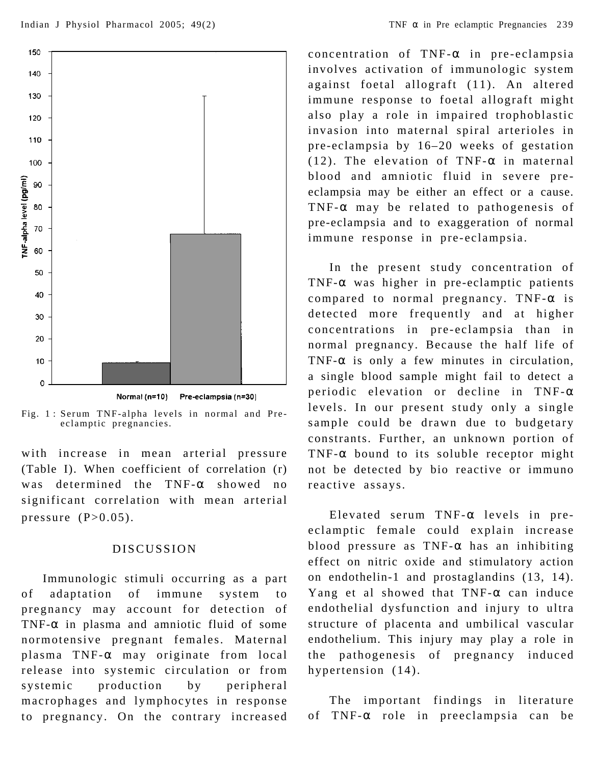Fig. 1 : Serum TNF-alpha levels in normal and Pre-eclamptic pregnancies.

with increase in mean arterial pressure (Table I). When coefficient of correlation (r) was determined the TNF-α showed no significant correlation with mean arterial pressure ($P>0.05$).

## DISCUSSION

Immunologic stimuli occurring as a part of adaptation of immune system to pregnancy may account for detection of TNF-α in plasma and amniotic fluid of some normotensive pregnant females. Maternal plasma TNF-α may originate from local release into systemic circulation or from systemic production by peripheral macrophages and lymphocytes in response to pregnancy. On the contrary increased concentration of TNF-α in pre-eclampsia involves activation of immunologic system against foetal allograft (11). An altered immune response to foetal allograft might also play a role in impaired trophoblastic invasion into maternal spiral arterioles in pre-eclampsia by 16–20 weeks of gestation (12). The elevation of TNF-α in maternal blood and amniotic fluid in severe pre-eclampsia may be either an effect or a cause. TNF-α may be related to pathogenesis of pre-eclampsia and to exaggeration of normal immune response in pre-eclampsia.

In the present study concentration of TNF-α was higher in pre-eclamptic patients compared to normal pregnancy. TNF-α is detected more frequently and at higher concentrations in pre-eclampsia than in normal pregnancy. Because the half life of TNF-α is only a few minutes in circulation, a single blood sample might fail to detect a periodic elevation or decline in TNF-α levels. In our present study only a single sample could be drawn due to budgetary constrants. Further, an unknown portion of TNF-α bound to its soluble receptor might not be detected by bio reactive or immuno reactive assays.

Elevated serum TNF-α levels in pre-eclamptic female could explain increase blood pressure as TNF-α has an inhibiting effect on nitric oxide and stimulatory action on endothelin-1 and prostaglandins (13, 14). Yang et al showed that TNF-α can induce endothelial dysfunction and injury to ultra structure of placenta and umbilical vascular endothelium. This injury may play a role in the pathogenesis of pregnancy induced hypertension (14).

The important findings in literature of TNF-α role in preeclampsia can be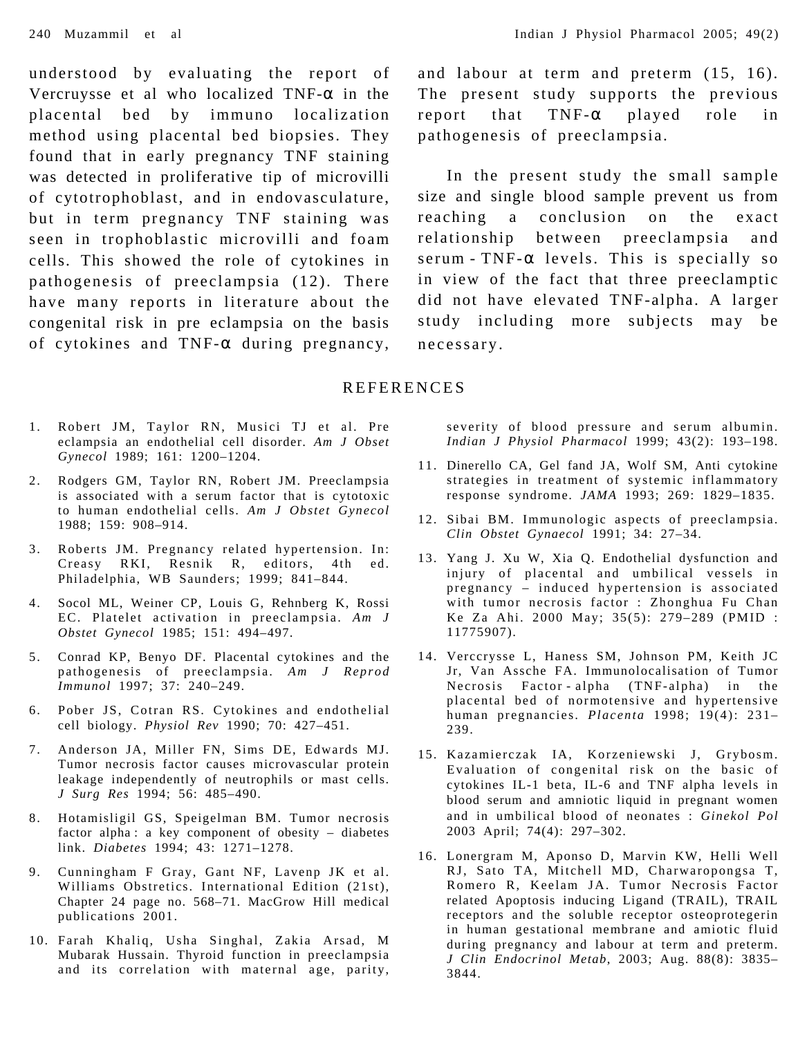understood by evaluating the report of Vercruysse et al who localized TNF-α in the placental bed by immuno localization method using placental bed biopsies. They found that in early pregnancy TNF staining was detected in proliferative tip of microvilli of cytotrophoblast, and in endovasculature, but in term pregnancy TNF staining was seen in trophoblastic microvilli and foam cells. This showed the role of cytokines in pathogenesis of preeclampsia (12). There have many reports in literature about the congenital risk in pre eclampsia on the basis of cytokines and TNF-α during pregnancy, and labour at term and preterm (15, 16). The present study supports the previous report that TNF-α played role in pathogenesis of preeclampsia.

In the present study the small sample size and single blood sample prevent us from reaching a conclusion on the exact relationship between preeclampsia and serum - TNF-α levels. This is specially so in view of the fact that three preeclamptic did not have elevated TNF-alpha. A larger study including more subjects may be necessary.

## REFERENCES

1. Robert JM, Taylor RN, Musici TJ et al. Pre eclampsia an endothelial cell disorder. *Am J Obset Gynecol* 1989; 161: 1200–1204.
2. Rodgers GM, Taylor RN, Robert JM. Preeclampsia is associated with a serum factor that is cytotoxic to human endothelial cells. *Am J Obstet Gynecol* 1988; 159: 908–914.
3. Roberts JM. Pregnancy related hypertension. In: Creasy RKI, Resnik R, editors, 4th ed. Philadelphia, WB Saunders; 1999; 841–844.
4. Socol ML, Weiner CP, Louis G, Rehnberg K, Rossi EC. Platelet activation in preeclampsia. *Am J Obstet Gynecol* 1985; 151: 494–497.
5. Conrad KP, Benyo DF. Placental cytokines and the pathogenesis of preeclampsia. *Am J Reprod Immunol* 1997; 37: 240–249.
6. Pober JS, Cotran RS. Cytokines and endothelial cell biology. *Physiol Rev* 1990; 70: 427–451.
7. Anderson JA, Miller FN, Sims DE, Edwards MJ. Tumor necrosis factor causes microvascular protein leakage independently of neutrophils or mast cells. *J Surg Res* 1994; 56: 485–490.
8. Hotamisligil GS, Speigelman BM. Tumor necrosis factor alpha : a key component of obesity – diabetes link. *Diabetes* 1994; 43: 1271–1278.
9. Cunningham F Gray, Gant NF, Lavenp JK et al. Williams Obstretics. International Edition (21st), Chapter 24 page no. 568–71. MacGrow Hill medical publications 2001.
10. Farah Khaliq, Usha Singhal, Zakia Arsad, M Mubarak Hussain. Thyroid function in preeclampsia and its correlation with maternal age, parity, severity of blood pressure and serum albumin. *Indian J Physiol Pharmacol* 1999; 43(2): 193–198.
11. Dinerello CA, Gel fand JA, Wolf SM, Anti cytokine strategies in treatment of systemic inflammatory response syndrome. *JAMA* 1993; 269: 1829–1835.
12. Sibai BM. Immunologic aspects of preeclampsia. *Clin Obstet Gynaecol* 1991; 34: 27–34.
13. Yang J. Xu W, Xia Q. Endothelial dysfunction and injury of placental and umbilical vessels in pregnancy – induced hypertension is associated with tumor necrosis factor : Zhonghua Fu Chan Ke Za Ahi. 2000 May; 35(5): 279–289 (PMID : 11775907).
14. Verccrysse L, Haness SM, Johnson PM, Keith JC Jr, Van Assche FA. Immunolocalisation of Tumor Necrosis Factor - alpha (TNF-alpha) in the placental bed of normotensive and hypertensive human pregnancies. *Placenta* 1998; 19(4): 231–239.
15. Kazamierczak IA, Korzeniewski J, Grybosm. Evaluation of congenital risk on the basic of cytokines IL-1 beta, IL-6 and TNF alpha levels in blood serum and amniotic liquid in pregnant women and in umbilical blood of neonates : *Ginekol Pol* 2003 April; 74(4): 297–302.
16. Lonergram M, Aponso D, Marvin KW, Helli Well RJ, Sato TA, Mitchell MD, Charwaropongsa T, Romero R, Keelam JA. Tumor Necrosis Factor related Apoptosis inducing Ligand (TRAIL), TRAIL receptors and the soluble receptor osteoprotegerin in human gestational membrane and amiotic fluid during pregnancy and labour at term and preterm. *J Clin Endocrinol Metab*, 2003; Aug. 88(8): 3835–3844.